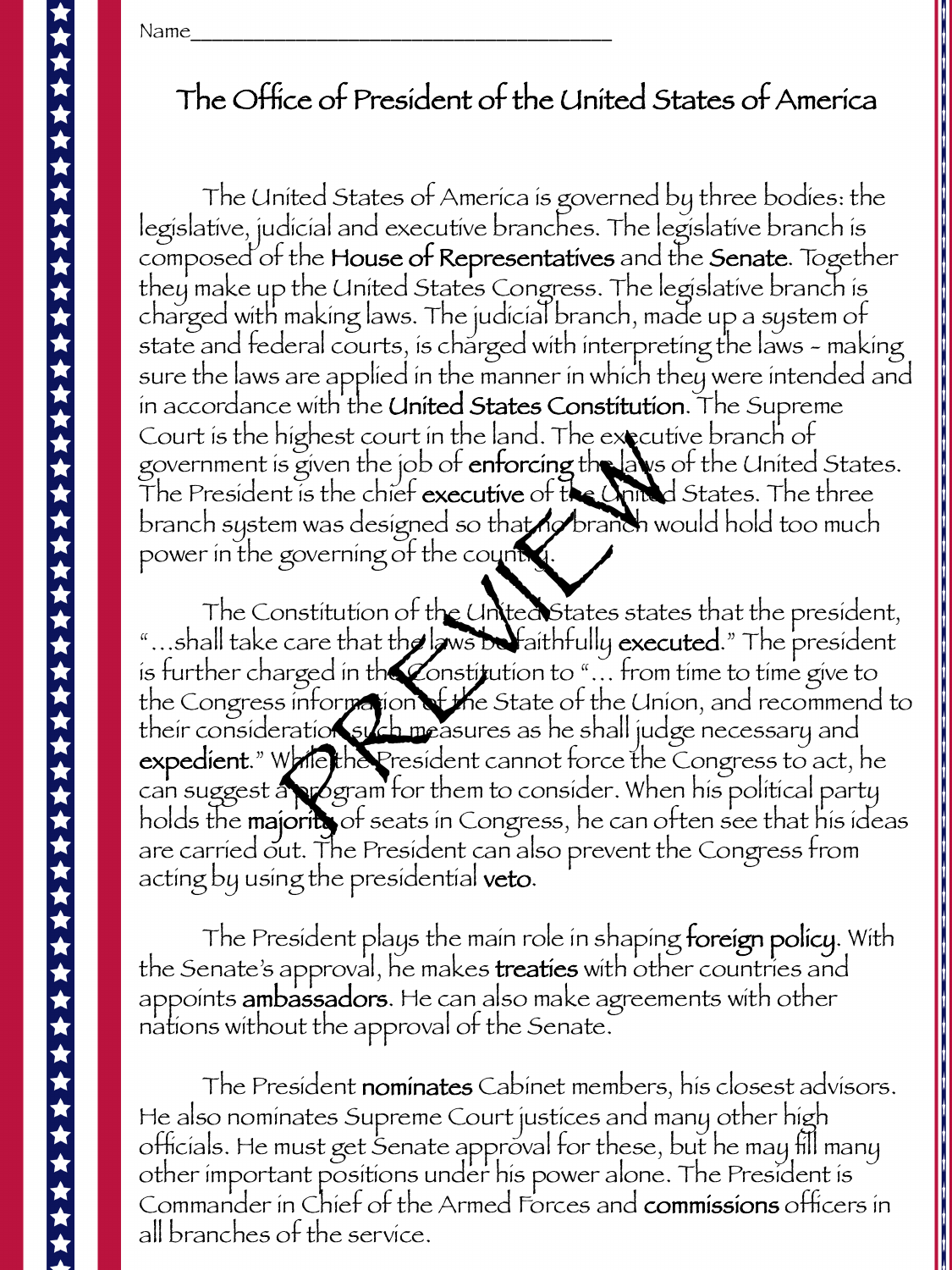Name_______________________________________

# The Office of President of the United States of America

The United States of America is governed by three bodies: the legislative, judicial and executive branches. The legislative branch is composed of the **House of Representatives** and the **Senate**. Together they make up the United States Congress. The legislative branch is charged with making laws. The judicial branch, made up a system of state and federal courts, is charged with interpreting the laws - making sure the laws are applied in the manner in which they were intended and in accordance with the **United States Constitution**. The Supreme Court is the highest court in the land. The executive branch of government is given the job of **enforcing** the laws of the United States. The President is the chief **executive** of the United States. The three branch system was designed so that no branch would hold too much power in the governing of the country.

The Constitution of the United States states that the president, "...shall take care that the laws be faithfully **executed**." The president is further charged in the Constitution to "... from time to time give to the Congress information of the State of the Union, and recommend to their consideration such measures as he shall judge necessary and **expedient**." While the President cannot force the Congress to act, he can suggest a program for them to consider. When his political party holds the **majority** of seats in Congress, he can often see that his ideas are carried out. The President can also prevent the Congress from acting by using the presidential **veto**.

The President plays the main role in shaping **foreign policy**. With the Senate's approval, he makes **treaties** with other countries and appoints **ambassadors**. He can also make agreements with other nations without the approval of the Senate.

The President **nominates** Cabinet members, his closest advisors. He also nominates Supreme Court justices and many other high officials. He must get Senate approval for these, but he may fill many other important positions under his power alone. The President is Commander in Chief of the Armed Forces and **commissions** officers in all branches of the service.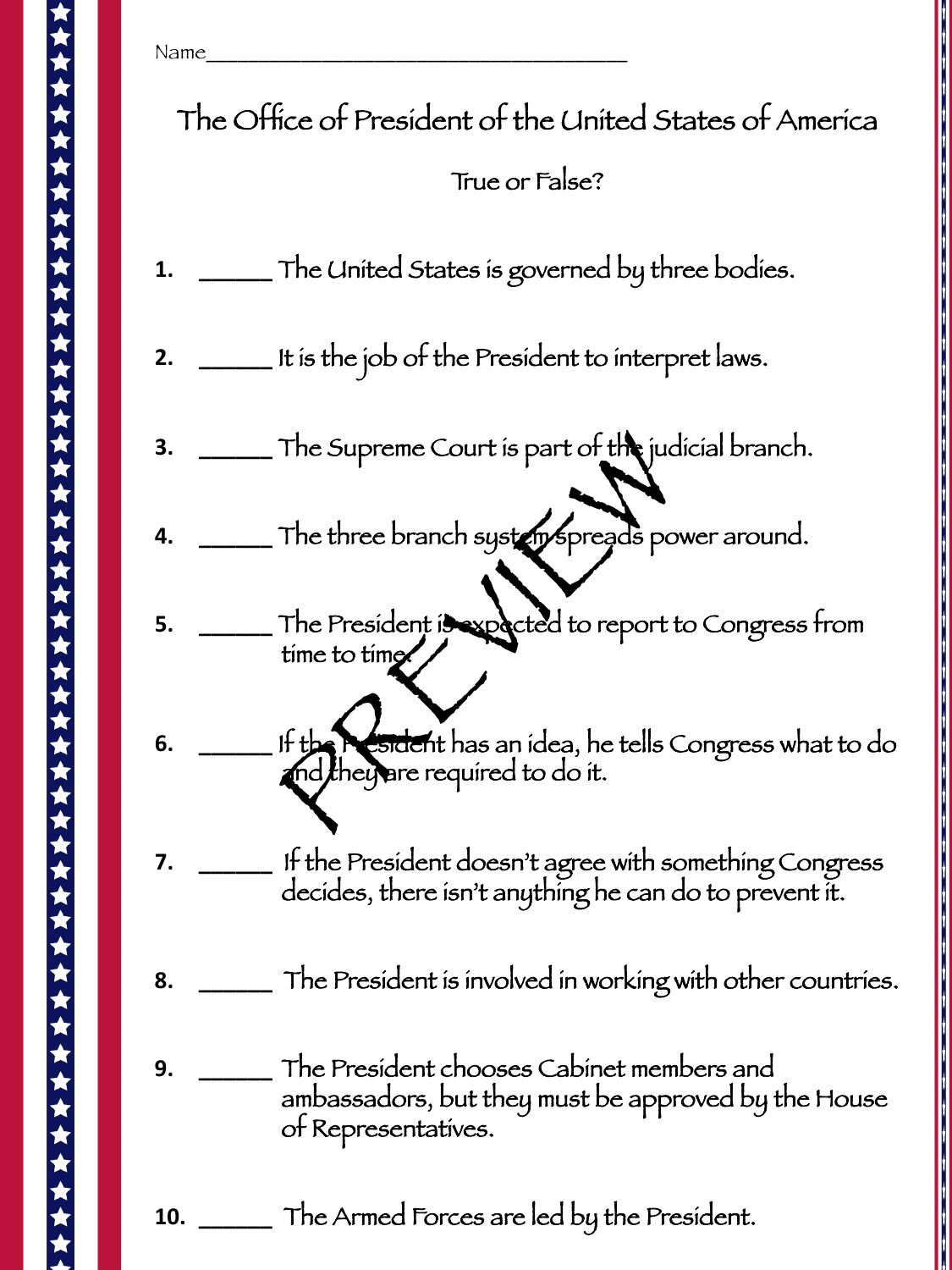Name_______________________________________

# The Office of President of the United States of America

## True or False?

1. ______ The United States is governed by three bodies.

2. ______ It is the job of the President to interpret laws.

3. ______ The Supreme Court is part of the judicial branch.

4. ______ The three branch system spreads power around.

5. ______ The President is expected to report to Congress from time to time.

6. ______ If the President has an idea, he tells Congress what to do and they are required to do it.

7. ______ If the President doesn't agree with something Congress decides, there isn't anything he can do to prevent it.

8. ______ The President is involved in working with other countries.

9. ______ The President chooses Cabinet members and ambassadors, but they must be approved by the House of Representatives.

10. ______ The Armed Forces are led by the President.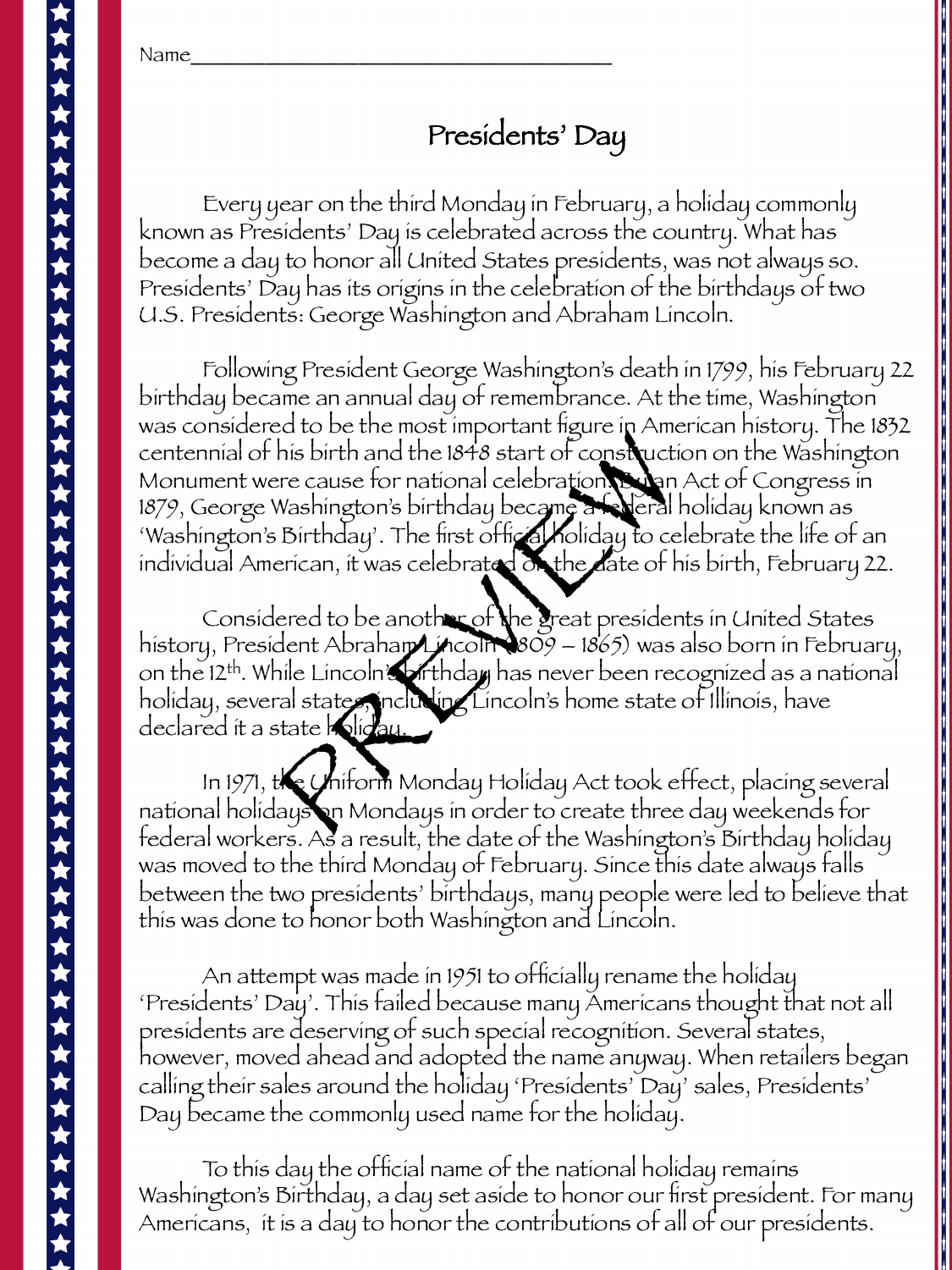Name_______________________________________

# Presidents' Day

Every year on the third Monday in February, a holiday commonly known as Presidents' Day is celebrated across the country. What has become a day to honor all United States presidents, was not always so. Presidents' Day has its origins in the celebration of the birthdays of two U.S. Presidents: George Washington and Abraham Lincoln.

Following President George Washington's death in 1799, his February 22 birthday became an annual day of remembrance. At the time, Washington was considered to be the most important figure in American history. The 1832 centennial of his birth and the 1848 start of construction on the Washington Monument were cause for national celebration. By an Act of Congress in 1879, George Washington's birthday became a federal holiday known as 'Washington's Birthday'. The first official holiday to celebrate the life of an individual American, it was celebrated on the date of his birth, February 22.

Considered to be another of the great presidents in United States history, President Abraham Lincoln (1809 – 1865) was also born in February, on the 12th. While Lincoln's birthday has never been recognized as a national holiday, several states, including Lincoln's home state of Illinois, have declared it a state holiday.

In 1971, the Uniform Monday Holiday Act took effect, placing several national holidays on Mondays in order to create three day weekends for federal workers. As a result, the date of the Washington's Birthday holiday was moved to the third Monday of February. Since this date always falls between the two presidents' birthdays, many people were led to believe that this was done to honor both Washington and Lincoln.

An attempt was made in 1951 to officially rename the holiday 'Presidents' Day'. This failed because many Americans thought that not all presidents are deserving of such special recognition. Several states, however, moved ahead and adopted the name anyway. When retailers began calling their sales around the holiday 'Presidents' Day' sales, Presidents' Day became the commonly used name for the holiday.

To this day the official name of the national holiday remains Washington's Birthday, a day set aside to honor our first president. For many Americans, it is a day to honor the contributions of all of our presidents.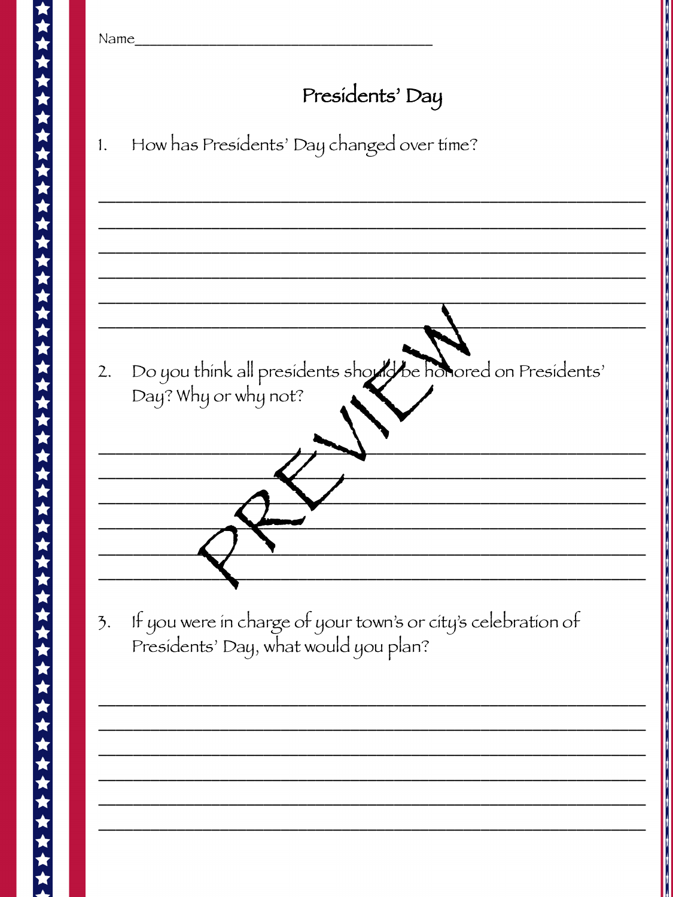Name_______________________________________

# Presidents' Day

1. How has Presidents' Day changed over time?

___________________________________________________________
___________________________________________________________
___________________________________________________________
___________________________________________________________
___________________________________________________________
___________________________________________________________

2. Do you think all presidents should be honored on Presidents' Day? Why or why not?

___________________________________________________________
___________________________________________________________
___________________________________________________________
___________________________________________________________
___________________________________________________________
___________________________________________________________

3. If you were in charge of your town's or city's celebration of Presidents' Day, what would you plan?

___________________________________________________________
___________________________________________________________
___________________________________________________________
___________________________________________________________
___________________________________________________________
___________________________________________________________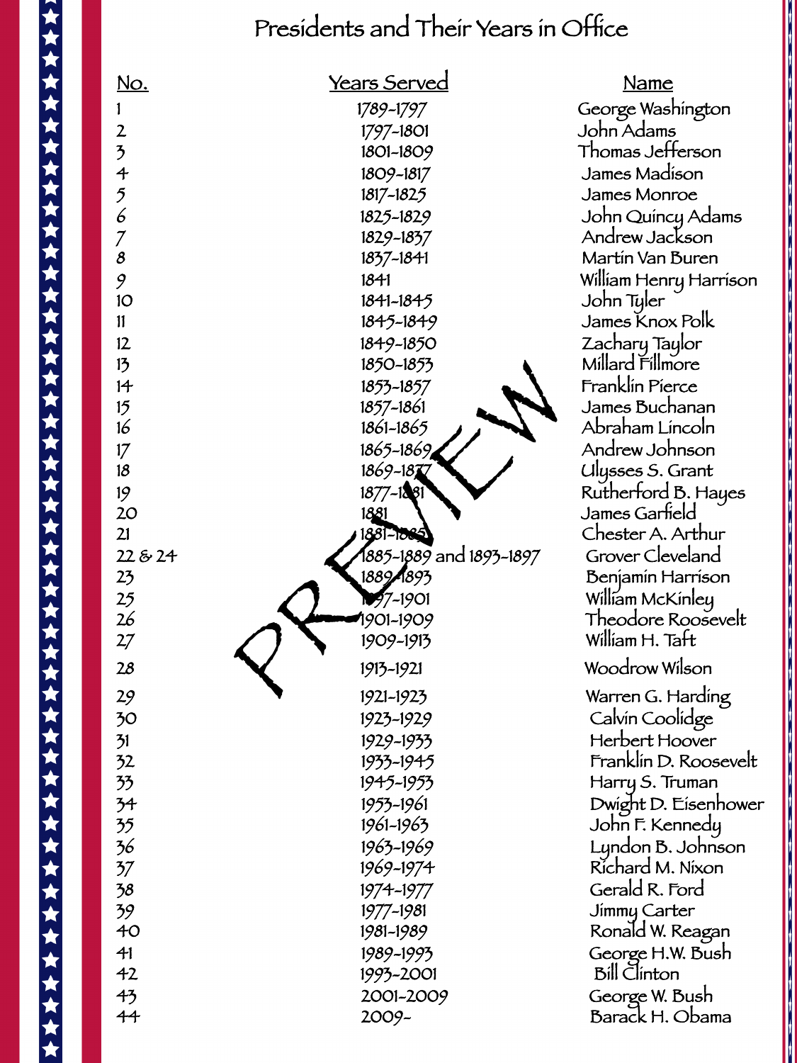# Presidents and Their Years in Office

| No. | Years Served | Name |
|---|---|---|
| 1 | 1789-1797 | George Washington |
| 2 | 1797-1801 | John Adams |
| 3 | 1801-1809 | Thomas Jefferson |
| 4 | 1809-1817 | James Madison |
| 5 | 1817-1825 | James Monroe |
| 6 | 1825-1829 | John Quincy Adams |
| 7 | 1829-1837 | Andrew Jackson |
| 8 | 1837-1841 | Martin Van Buren |
| 9 | 1841 | William Henry Harrison |
| 10 | 1841-1845 | John Tyler |
| 11 | 1845-1849 | James Knox Polk |
| 12 | 1849-1850 | Zachary Taylor |
| 13 | 1850-1853 | Millard Fillmore |
| 14 | 1853-1857 | Franklin Pierce |
| 15 | 1857-1861 | James Buchanan |
| 16 | 1861-1865 | Abraham Lincoln |
| 17 | 1865-1869 | Andrew Johnson |
| 18 | 1869-1877 | Ulysses S. Grant |
| 19 | 1877-1881 | Rutherford B. Hayes |
| 20 | 1881 | James Garfield |
| 21 | 1881-1885 | Chester A. Arthur |
| 22 & 24 | 1885-1889 and 1893-1897 | Grover Cleveland |
| 23 | 1889-1893 | Benjamin Harrison |
| 25 | 1897-1901 | William McKinley |
| 26 | 1901-1909 | Theodore Roosevelt |
| 27 | 1909-1913 | William H. Taft |
| 28 | 1913-1921 | Woodrow Wilson |
| 29 | 1921-1923 | Warren G. Harding |
| 30 | 1923-1929 | Calvin Coolidge |
| 31 | 1929-1933 | Herbert Hoover |
| 32 | 1933-1945 | Franklin D. Roosevelt |
| 33 | 1945-1953 | Harry S. Truman |
| 34 | 1953-1961 | Dwight D. Eisenhower |
| 35 | 1961-1963 | John F. Kennedy |
| 36 | 1963-1969 | Lyndon B. Johnson |
| 37 | 1969-1974 | Richard M. Nixon |
| 38 | 1974-1977 | Gerald R. Ford |
| 39 | 1977-1981 | Jimmy Carter |
| 40 | 1981-1989 | Ronald W. Reagan |
| 41 | 1989-1993 | George H.W. Bush |
| 42 | 1993-2001 | Bill Clinton |
| 43 | 2001-2009 | George W. Bush |
| 44 | 2009- | Barack H. Obama |

PREVIEW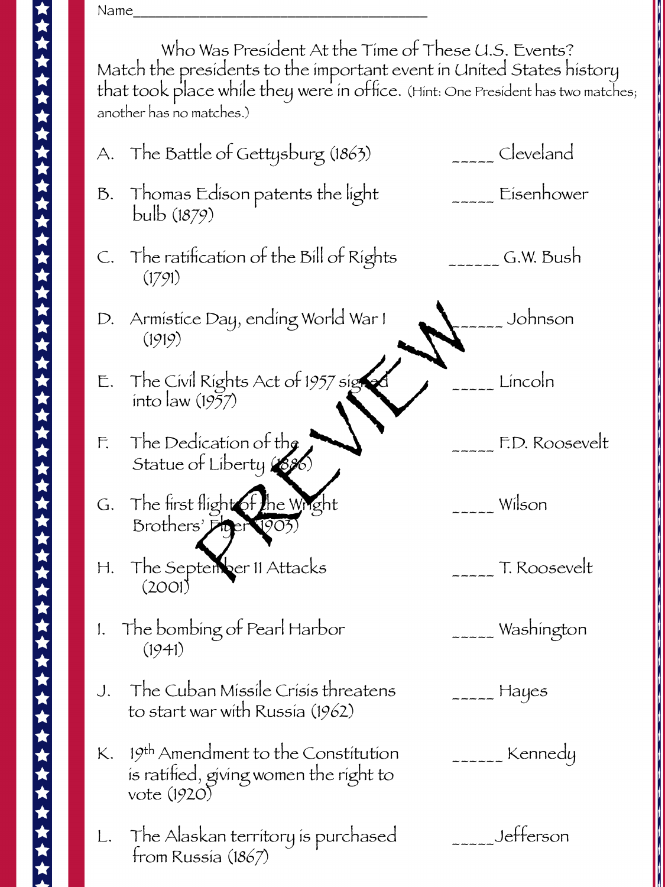Name_______________________________________

Who Was President At the Time of These U.S. Events?
Match the presidents to the important event in United States history that took place while they were in office. (Hint: One President has two matches; another has no matches.)

| Event | Answer | President |
|---|---|---|
| A. The Battle of Gettysburg (1863) | _____ | Cleveland |
| B. Thomas Edison patents the light bulb (1879) | _____ | Eisenhower |
| C. The ratification of the Bill of Rights (1791) | ______ | G.W. Bush |
| D. Armistice Day, ending World War I (1919) | ______ | Johnson |
| E. The Civil Rights Act of 1957 signed into law (1957) | _____ | Lincoln |
| F. The Dedication of the Statue of Liberty (1886) | _____ | F.D. Roosevelt |
| G. The first flight of the Wright Brothers' Flyer (1903) | _____ | Wilson |
| H. The September 11 Attacks (2001) | _____ | T. Roosevelt |
| I. The bombing of Pearl Harbor (1941) | _____ | Washington |
| J. The Cuban Missile Crisis threatens to start war with Russia (1962) | _____ | Hayes |
| K. 19th Amendment to the Constitution is ratified, giving women the right to vote (1920) | ______ | Kennedy |
| L. The Alaskan territory is purchased from Russia (1867) | _____ | Jefferson |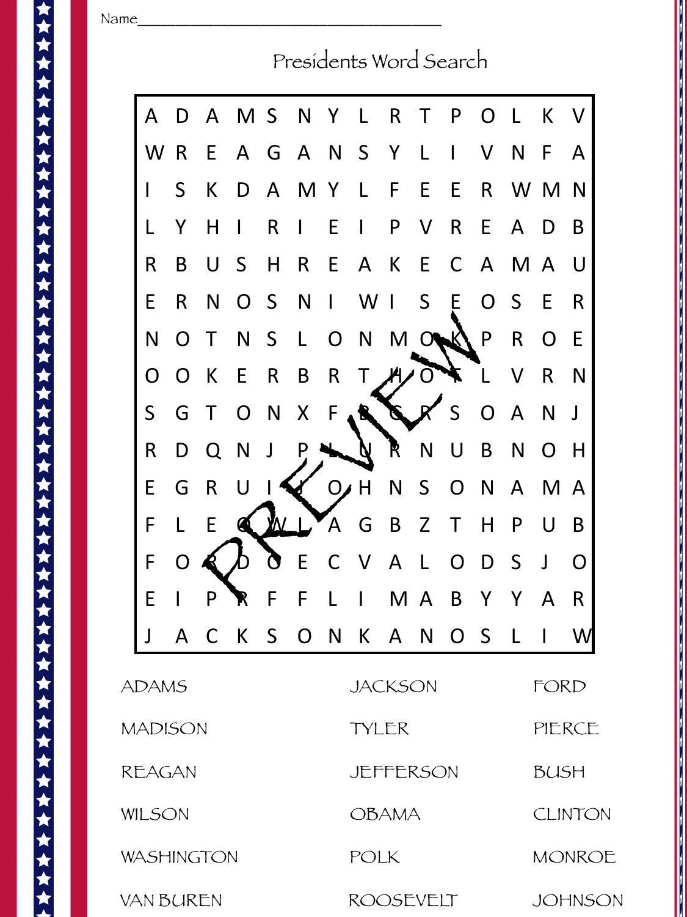Name\_\_\_\_\_\_\_\_\_\_\_\_\_\_\_\_\_\_\_\_\_\_\_\_\_\_\_\_\_\_\_\_\_\_\_\_\_\_\_\_

# Presidents Word Search

| | | | | | | | | | | | | | | |
|---|---|---|---|---|---|---|---|---|---|---|---|---|---|---|
| A | D | A | M | S | N | Y | L | R | T | P | O | L | K | V |
| W | R | E | A | G | A | N | S | Y | L | I | V | N | F | A |
| I | S | K | D | A | M | Y | L | F | E | E | R | W | M | N |
| L | Y | H | I | R | I | E | I | P | V | R | E | A | D | B |
| R | B | U | S | H | R | E | A | K | E | C | A | M | A | U |
| E | R | N | O | S | N | I | W | I | S | E | O | S | E | R |
| N | O | T | N | S | L | O | N | M | O | K | P | R | O | E |
| O | O | K | E | R | B | R | T | H | O | T | L | V | R | N |
| S | G | T | O | N | X | F | B | G | R | S | O | A | N | J |
| R | D | Q | N | J | P | L | U | R | N | U | B | N | O | H |
| E | G | R | U | I | J | O | H | N | S | O | N | A | M | A |
| F | L | E | C | W | L | A | G | B | Z | T | H | P | U | B |
| F | O | R | D | O | E | C | V | A | L | O | D | S | J | O |
| E | I | P | R | F | F | L | I | M | A | B | Y | Y | A | R |
| J | A | C | K | S | O | N | K | A | N | O | S | L | I | W |

ADAMS

MADISON

REAGAN

WILSON

WASHINGTON

VAN BUREN

JACKSON

TYLER

JEFFERSON

OBAMA

POLK

ROOSEVELT

FORD

PIERCE

BUSH

CLINTON

MONROE

JOHNSON